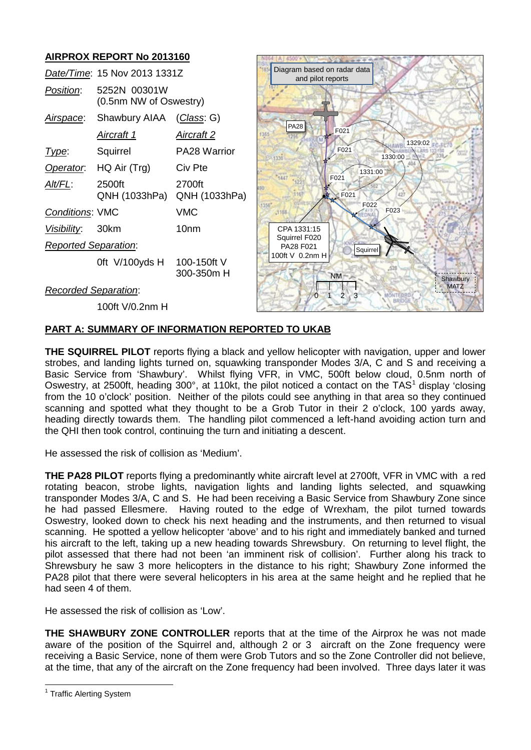## AIRPROX REPORT No 2013160

| | | |
|---|---|---|
| *Date/Time*: | 15 Nov 2013 1331Z | |
| *Position*: | 5252N 00301W (0.5nm NW of Oswestry) | |
| *Airspace*: | Shawbury AIAA | (*Class*: G) |
| | *Aircraft 1* | *Aircraft 2* |
| *Type*: | Squirrel | PA28 Warrior |
| *Operator*: | HQ Air (Trg) | Civ Pte |
| *Alt/FL*: | 2500ft QNH (1033hPa) | 2700ft QNH (1033hPa) |
| *Conditions*: | VMC | VMC |
| *Visibility*: | 30km | 10nm |
| *Reported Separation*: | | |
| | 0ft V/100yds H | 100-150ft V 300-350m H |
| *Recorded Separation*: | | |
| | 100ft V/0.2nm H | |

Diagram based on radar data and pilot reports

CPA 1331:15 Squirrel F020 PA28 F021 100ft V 0.2nm H

## PART A: SUMMARY OF INFORMATION REPORTED TO UKAB

**THE SQUIRREL PILOT** reports flying a black and yellow helicopter with navigation, upper and lower strobes, and landing lights turned on, squawking transponder Modes 3/A, C and S and receiving a Basic Service from 'Shawbury'. Whilst flying VFR, in VMC, 500ft below cloud, 0.5nm north of Oswestry, at 2500ft, heading 300°, at 110kt, the pilot noticed a contact on the TAS[1] display 'closing from the 10 o'clock' position. Neither of the pilots could see anything in that area so they continued scanning and spotted what they thought to be a Grob Tutor in their 2 o'clock, 100 yards away, heading directly towards them. The handling pilot commenced a left-hand avoiding action turn and the QHI then took control, continuing the turn and initiating a descent.

He assessed the risk of collision as 'Medium'.

**THE PA28 PILOT** reports flying a predominantly white aircraft level at 2700ft, VFR in VMC with a red rotating beacon, strobe lights, navigation lights and landing lights selected, and squawking transponder Modes 3/A, C and S. He had been receiving a Basic Service from Shawbury Zone since he had passed Ellesmere. Having routed to the edge of Wrexham, the pilot turned towards Oswestry, looked down to check his next heading and the instruments, and then returned to visual scanning. He spotted a yellow helicopter 'above' and to his right and immediately banked and turned his aircraft to the left, taking up a new heading towards Shrewsbury. On returning to level flight, the pilot assessed that there had not been 'an imminent risk of collision'. Further along his track to Shrewsbury he saw 3 more helicopters in the distance to his right; Shawbury Zone informed the PA28 pilot that there were several helicopters in his area at the same height and he replied that he had seen 4 of them.

He assessed the risk of collision as 'Low'.

**THE SHAWBURY ZONE CONTROLLER** reports that at the time of the Airprox he was not made aware of the position of the Squirrel and, although 2 or 3 aircraft on the Zone frequency were receiving a Basic Service, none of them were Grob Tutors and so the Zone Controller did not believe, at the time, that any of the aircraft on the Zone frequency had been involved. Three days later it was

[1] Traffic Alerting System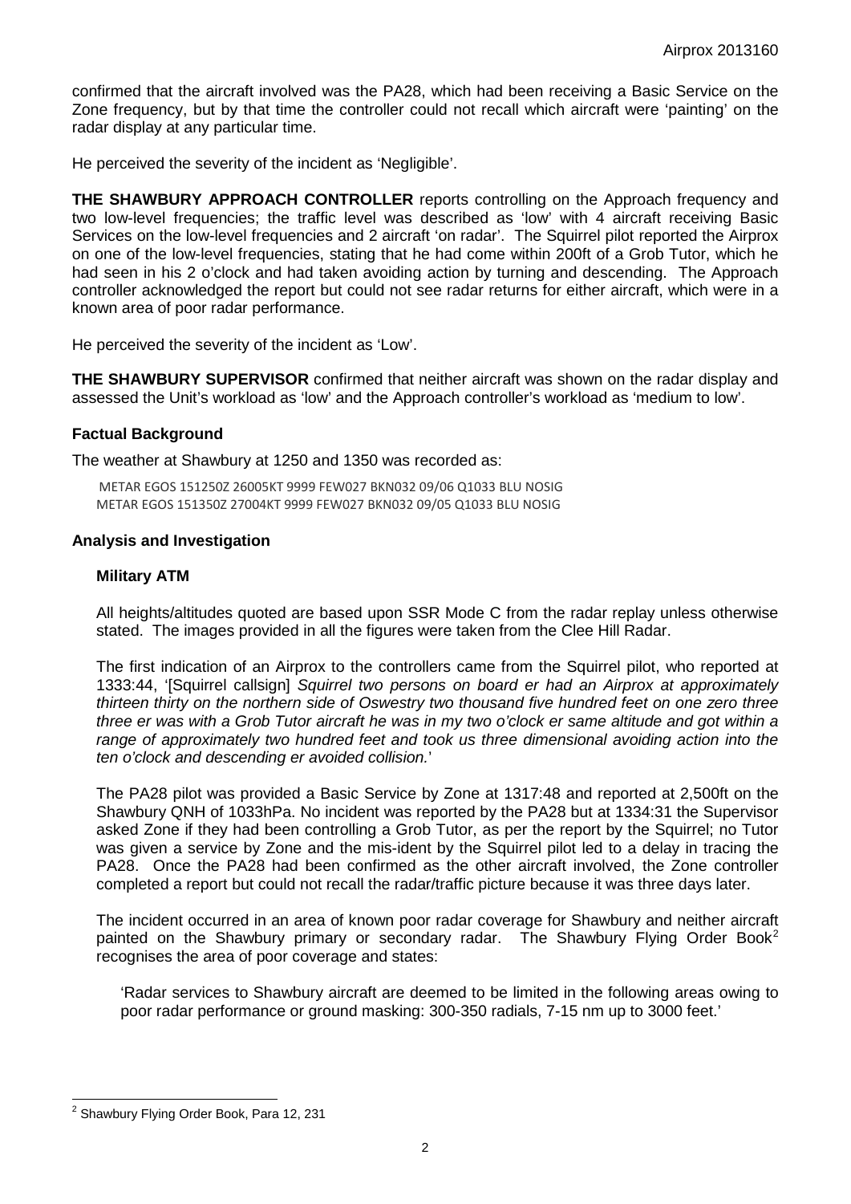confirmed that the aircraft involved was the PA28, which had been receiving a Basic Service on the Zone frequency, but by that time the controller could not recall which aircraft were 'painting' on the radar display at any particular time.

He perceived the severity of the incident as 'Negligible'.

**THE SHAWBURY APPROACH CONTROLLER** reports controlling on the Approach frequency and two low-level frequencies; the traffic level was described as 'low' with 4 aircraft receiving Basic Services on the low-level frequencies and 2 aircraft 'on radar'. The Squirrel pilot reported the Airprox on one of the low-level frequencies, stating that he had come within 200ft of a Grob Tutor, which he had seen in his 2 o'clock and had taken avoiding action by turning and descending. The Approach controller acknowledged the report but could not see radar returns for either aircraft, which were in a known area of poor radar performance.

He perceived the severity of the incident as 'Low'.

**THE SHAWBURY SUPERVISOR** confirmed that neither aircraft was shown on the radar display and assessed the Unit's workload as 'low' and the Approach controller's workload as 'medium to low'.

### Factual Background

The weather at Shawbury at 1250 and 1350 was recorded as:

```
METAR EGOS 151250Z 26005KT 9999 FEW027 BKN032 09/06 Q1033 BLU NOSIG
METAR EGOS 151350Z 27004KT 9999 FEW027 BKN032 09/05 Q1033 BLU NOSIG
```

### Analysis and Investigation

#### Military ATM

All heights/altitudes quoted are based upon SSR Mode C from the radar replay unless otherwise stated. The images provided in all the figures were taken from the Clee Hill Radar.

The first indication of an Airprox to the controllers came from the Squirrel pilot, who reported at 1333:44, '[Squirrel callsign] *Squirrel two persons on board er had an Airprox at approximately thirteen thirty on the northern side of Oswestry two thousand five hundred feet on one zero three three er was with a Grob Tutor aircraft he was in my two o'clock er same altitude and got within a range of approximately two hundred feet and took us three dimensional avoiding action into the ten o'clock and descending er avoided collision.*'

The PA28 pilot was provided a Basic Service by Zone at 1317:48 and reported at 2,500ft on the Shawbury QNH of 1033hPa. No incident was reported by the PA28 but at 1334:31 the Supervisor asked Zone if they had been controlling a Grob Tutor, as per the report by the Squirrel; no Tutor was given a service by Zone and the mis-ident by the Squirrel pilot led to a delay in tracing the PA28. Once the PA28 had been confirmed as the other aircraft involved, the Zone controller completed a report but could not recall the radar/traffic picture because it was three days later.

The incident occurred in an area of known poor radar coverage for Shawbury and neither aircraft painted on the Shawbury primary or secondary radar. The Shawbury Flying Order Book[2] recognises the area of poor coverage and states:

> 'Radar services to Shawbury aircraft are deemed to be limited in the following areas owing to poor radar performance or ground masking: 300-350 radials, 7-15 nm up to 3000 feet.'

---

[2] Shawbury Flying Order Book, Para 12, 231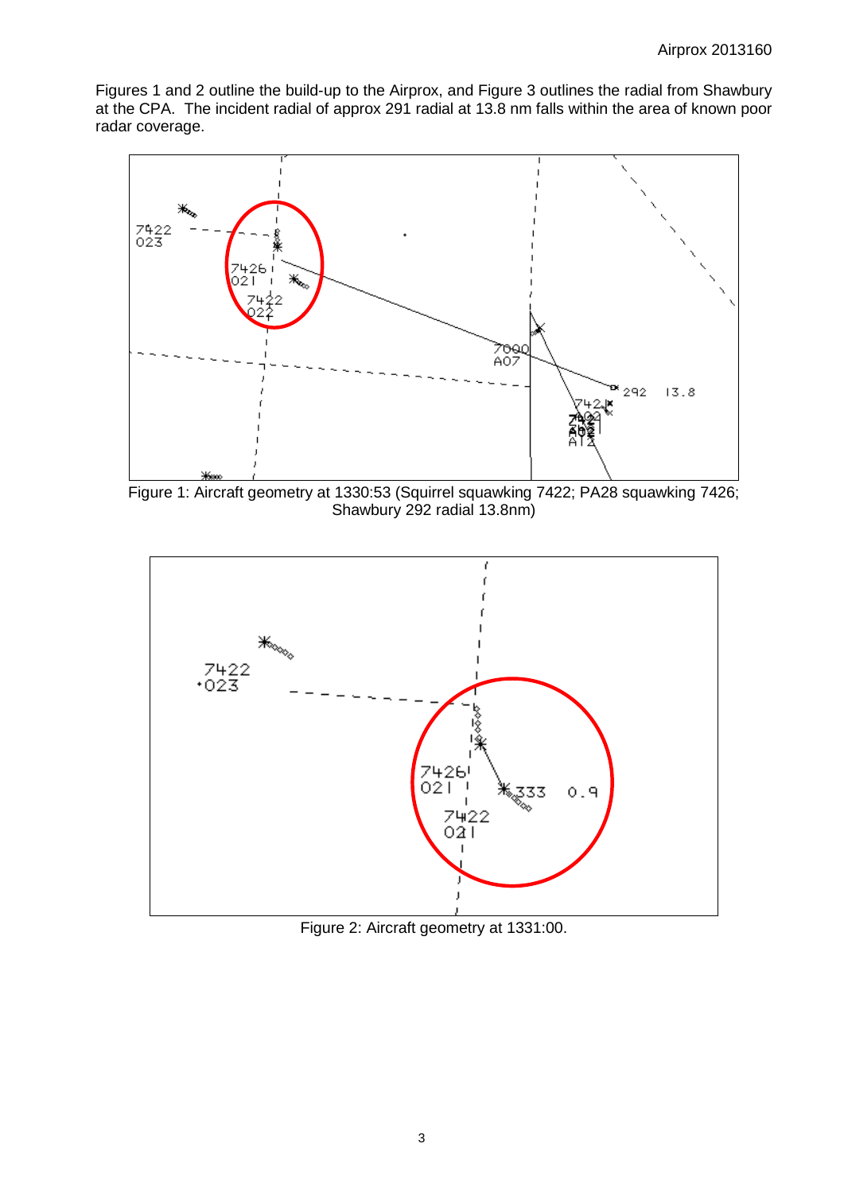Figures 1 and 2 outline the build-up to the Airprox, and Figure 3 outlines the radial from Shawbury at the CPA. The incident radial of approx 291 radial at 13.8 nm falls within the area of known poor radar coverage.

Figure 1: Aircraft geometry at 1330:53 (Squirrel squawking 7422; PA28 squawking 7426; Shawbury 292 radial 13.8nm)

Figure 2: Aircraft geometry at 1331:00.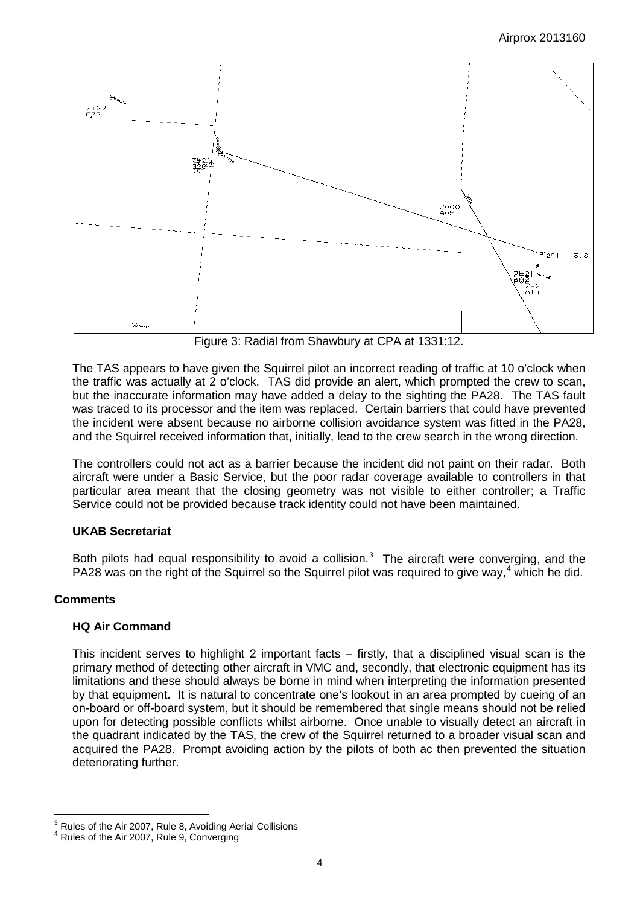Figure 3: Radial from Shawbury at CPA at 1331:12.

The TAS appears to have given the Squirrel pilot an incorrect reading of traffic at 10 o'clock when the traffic was actually at 2 o'clock. TAS did provide an alert, which prompted the crew to scan, but the inaccurate information may have added a delay to the sighting the PA28. The TAS fault was traced to its processor and the item was replaced. Certain barriers that could have prevented the incident were absent because no airborne collision avoidance system was fitted in the PA28, and the Squirrel received information that, initially, lead to the crew search in the wrong direction.

The controllers could not act as a barrier because the incident did not paint on their radar. Both aircraft were under a Basic Service, but the poor radar coverage available to controllers in that particular area meant that the closing geometry was not visible to either controller; a Traffic Service could not be provided because track identity could not have been maintained.

### UKAB Secretariat

Both pilots had equal responsibility to avoid a collision.[3] The aircraft were converging, and the PA28 was on the right of the Squirrel so the Squirrel pilot was required to give way,[4] which he did.

## Comments

### HQ Air Command

This incident serves to highlight 2 important facts – firstly, that a disciplined visual scan is the primary method of detecting other aircraft in VMC and, secondly, that electronic equipment has its limitations and these should always be borne in mind when interpreting the information presented by that equipment. It is natural to concentrate one's lookout in an area prompted by cueing of an on-board or off-board system, but it should be remembered that single means should not be relied upon for detecting possible conflicts whilst airborne. Once unable to visually detect an aircraft in the quadrant indicated by the TAS, the crew of the Squirrel returned to a broader visual scan and acquired the PA28. Prompt avoiding action by the pilots of both ac then prevented the situation deteriorating further.

---

[3] Rules of the Air 2007, Rule 8, Avoiding Aerial Collisions

[4] Rules of the Air 2007, Rule 9, Converging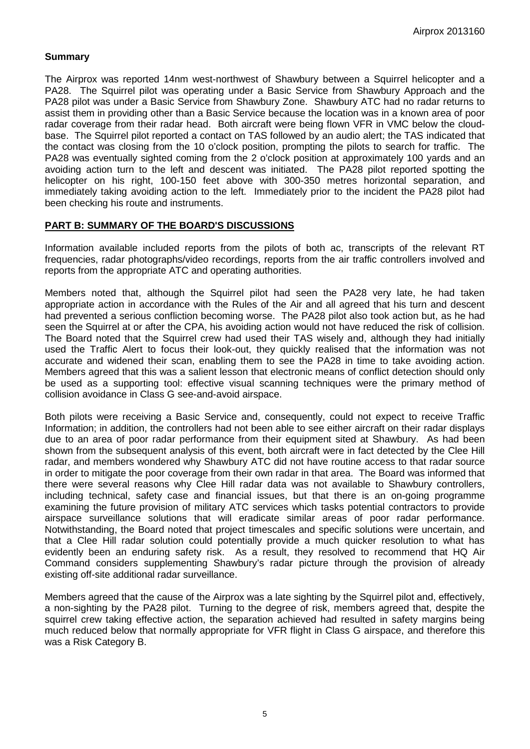## Summary

The Airprox was reported 14nm west-northwest of Shawbury between a Squirrel helicopter and a PA28. The Squirrel pilot was operating under a Basic Service from Shawbury Approach and the PA28 pilot was under a Basic Service from Shawbury Zone. Shawbury ATC had no radar returns to assist them in providing other than a Basic Service because the location was in a known area of poor radar coverage from their radar head. Both aircraft were being flown VFR in VMC below the cloud-base. The Squirrel pilot reported a contact on TAS followed by an audio alert; the TAS indicated that the contact was closing from the 10 o'clock position, prompting the pilots to search for traffic. The PA28 was eventually sighted coming from the 2 o'clock position at approximately 100 yards and an avoiding action turn to the left and descent was initiated. The PA28 pilot reported spotting the helicopter on his right, 100-150 feet above with 300-350 metres horizontal separation, and immediately taking avoiding action to the left. Immediately prior to the incident the PA28 pilot had been checking his route and instruments.

## PART B: SUMMARY OF THE BOARD'S DISCUSSIONS

Information available included reports from the pilots of both ac, transcripts of the relevant RT frequencies, radar photographs/video recordings, reports from the air traffic controllers involved and reports from the appropriate ATC and operating authorities.

Members noted that, although the Squirrel pilot had seen the PA28 very late, he had taken appropriate action in accordance with the Rules of the Air and all agreed that his turn and descent had prevented a serious confliction becoming worse. The PA28 pilot also took action but, as he had seen the Squirrel at or after the CPA, his avoiding action would not have reduced the risk of collision. The Board noted that the Squirrel crew had used their TAS wisely and, although they had initially used the Traffic Alert to focus their look-out, they quickly realised that the information was not accurate and widened their scan, enabling them to see the PA28 in time to take avoiding action. Members agreed that this was a salient lesson that electronic means of conflict detection should only be used as a supporting tool: effective visual scanning techniques were the primary method of collision avoidance in Class G see-and-avoid airspace.

Both pilots were receiving a Basic Service and, consequently, could not expect to receive Traffic Information; in addition, the controllers had not been able to see either aircraft on their radar displays due to an area of poor radar performance from their equipment sited at Shawbury. As had been shown from the subsequent analysis of this event, both aircraft were in fact detected by the Clee Hill radar, and members wondered why Shawbury ATC did not have routine access to that radar source in order to mitigate the poor coverage from their own radar in that area. The Board was informed that there were several reasons why Clee Hill radar data was not available to Shawbury controllers, including technical, safety case and financial issues, but that there is an on-going programme examining the future provision of military ATC services which tasks potential contractors to provide airspace surveillance solutions that will eradicate similar areas of poor radar performance. Notwithstanding, the Board noted that project timescales and specific solutions were uncertain, and that a Clee Hill radar solution could potentially provide a much quicker resolution to what has evidently been an enduring safety risk. As a result, they resolved to recommend that HQ Air Command considers supplementing Shawbury's radar picture through the provision of already existing off-site additional radar surveillance.

Members agreed that the cause of the Airprox was a late sighting by the Squirrel pilot and, effectively, a non-sighting by the PA28 pilot. Turning to the degree of risk, members agreed that, despite the squirrel crew taking effective action, the separation achieved had resulted in safety margins being much reduced below that normally appropriate for VFR flight in Class G airspace, and therefore this was a Risk Category B.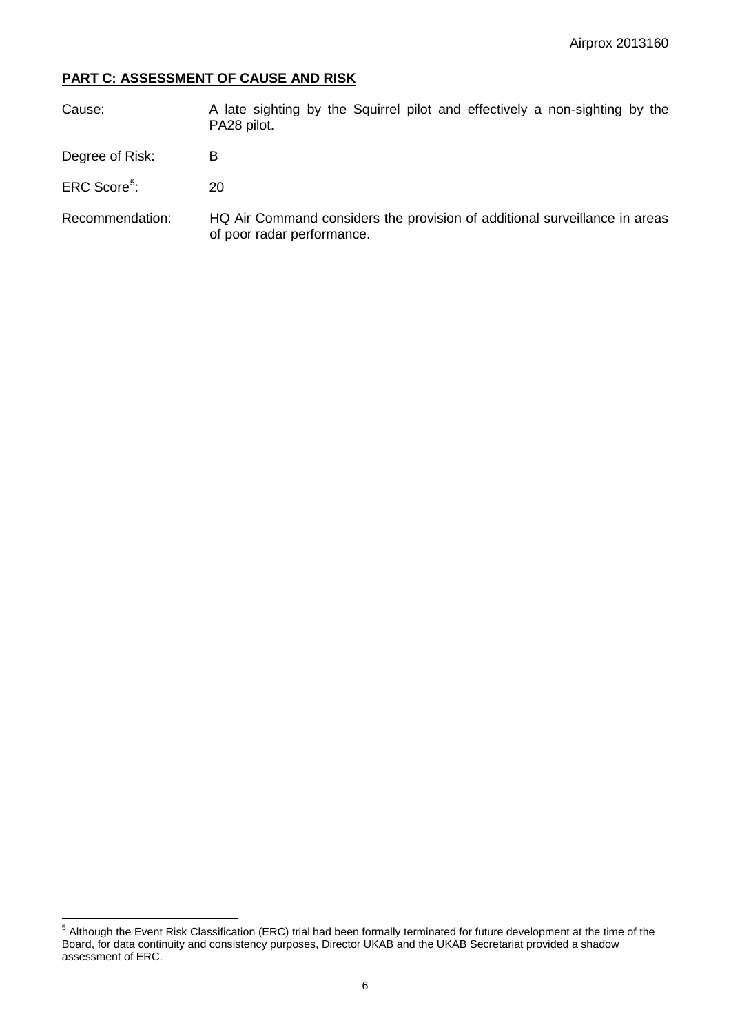**PART C: ASSESSMENT OF CAUSE AND RISK**

Cause: A late sighting by the Squirrel pilot and effectively a non-sighting by the PA28 pilot.

Degree of Risk: B

ERC Score[5]: 20

Recommendation: HQ Air Command considers the provision of additional surveillance in areas of poor radar performance.

[5] Although the Event Risk Classification (ERC) trial had been formally terminated for future development at the time of the Board, for data continuity and consistency purposes, Director UKAB and the UKAB Secretariat provided a shadow assessment of ERC.